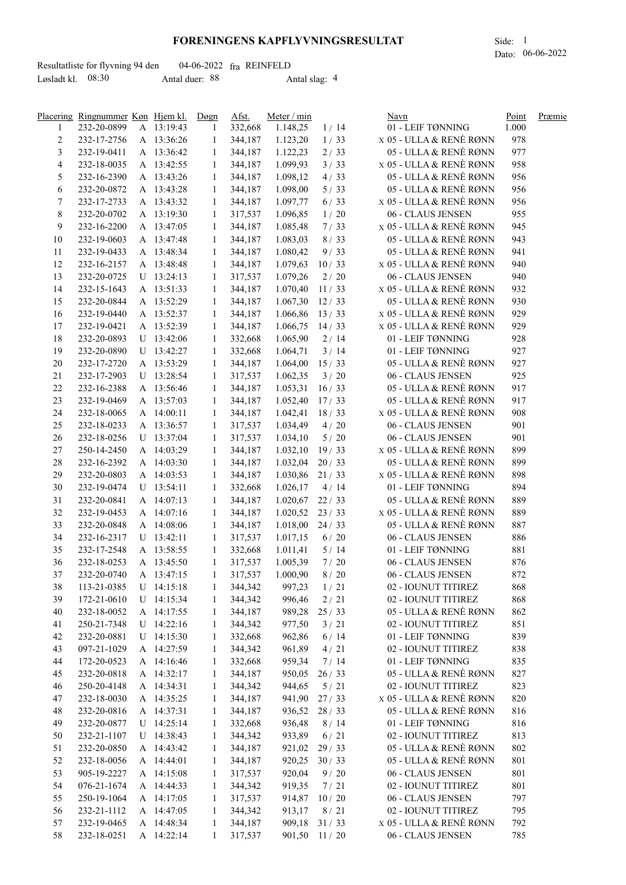# FORENINGENS KAPFLYVNINGSRESULTAT

Side: 1
Dato: 06-06-2022

Resultatliste for flyvning 94 den 04-06-2022 fra REINFELD
Løsladt kl. 08:30 Antal duer: 88 Antal slag: 4

| Placering | Ringnummer | Køn | Hjem kl. | Døgn | Afst. | Meter / min | | Navn | Point | Præmie |
|---|---|---|---|---|---|---|---|---|---|---|
| 1 | 232-20-0899 | A | 13:19:43 | 1 | 332,668 | 1.148,25 | 1 / 14 | 01 - LEIF TØNNING | 1.000 | |
| 2 | 232-17-2756 | A | 13:36:26 | 1 | 344,187 | 1.123,20 | 1 / 33 | x 05 - ULLA & RENÈ RØNN | 978 | |
| 3 | 232-19-0411 | A | 13:36:42 | 1 | 344,187 | 1.122,23 | 2 / 33 | 05 - ULLA & RENÈ RØNN | 977 | |
| 4 | 232-18-0035 | A | 13:42:55 | 1 | 344,187 | 1.099,93 | 3 / 33 | x 05 - ULLA & RENÈ RØNN | 958 | |
| 5 | 232-16-2390 | A | 13:43:26 | 1 | 344,187 | 1.098,12 | 4 / 33 | 05 - ULLA & RENÈ RØNN | 956 | |
| 6 | 232-20-0872 | A | 13:43:28 | 1 | 344,187 | 1.098,00 | 5 / 33 | 05 - ULLA & RENÈ RØNN | 956 | |
| 7 | 232-17-2733 | A | 13:43:32 | 1 | 344,187 | 1.097,77 | 6 / 33 | x 05 - ULLA & RENÈ RØNN | 956 | |
| 8 | 232-20-0702 | A | 13:19:30 | 1 | 317,537 | 1.096,85 | 1 / 20 | 06 - CLAUS JENSEN | 955 | |
| 9 | 232-16-2200 | A | 13:47:05 | 1 | 344,187 | 1.085,48 | 7 / 33 | x 05 - ULLA & RENÈ RØNN | 945 | |
| 10 | 232-19-0603 | A | 13:47:48 | 1 | 344,187 | 1.083,03 | 8 / 33 | 05 - ULLA & RENÈ RØNN | 943 | |
| 11 | 232-19-0433 | A | 13:48:34 | 1 | 344,187 | 1.080,42 | 9 / 33 | 05 - ULLA & RENÈ RØNN | 941 | |
| 12 | 232-16-2157 | A | 13:48:48 | 1 | 344,187 | 1.079,63 | 10 / 33 | x 05 - ULLA & RENÈ RØNN | 940 | |
| 13 | 232-20-0725 | U | 13:24:13 | 1 | 317,537 | 1.079,26 | 2 / 20 | 06 - CLAUS JENSEN | 940 | |
| 14 | 232-15-1643 | A | 13:51:33 | 1 | 344,187 | 1.070,40 | 11 / 33 | x 05 - ULLA & RENÈ RØNN | 932 | |
| 15 | 232-20-0844 | A | 13:52:29 | 1 | 344,187 | 1.067,30 | 12 / 33 | 05 - ULLA & RENÈ RØNN | 930 | |
| 16 | 232-19-0440 | A | 13:52:37 | 1 | 344,187 | 1.066,86 | 13 / 33 | x 05 - ULLA & RENÈ RØNN | 929 | |
| 17 | 232-19-0421 | A | 13:52:39 | 1 | 344,187 | 1.066,75 | 14 / 33 | x 05 - ULLA & RENÈ RØNN | 929 | |
| 18 | 232-20-0893 | U | 13:42:06 | 1 | 332,668 | 1.065,90 | 2 / 14 | 01 - LEIF TØNNING | 928 | |
| 19 | 232-20-0890 | U | 13:42:27 | 1 | 332,668 | 1.064,71 | 3 / 14 | 01 - LEIF TØNNING | 927 | |
| 20 | 232-17-2720 | A | 13:53:29 | 1 | 344,187 | 1.064,00 | 15 / 33 | 05 - ULLA & RENÈ RØNN | 927 | |
| 21 | 232-17-2903 | U | 13:28:54 | 1 | 317,537 | 1.062,35 | 3 / 20 | 06 - CLAUS JENSEN | 925 | |
| 22 | 232-16-2388 | A | 13:56:46 | 1 | 344,187 | 1.053,31 | 16 / 33 | 05 - ULLA & RENÈ RØNN | 917 | |
| 23 | 232-19-0469 | A | 13:57:03 | 1 | 344,187 | 1.052,40 | 17 / 33 | 05 - ULLA & RENÈ RØNN | 917 | |
| 24 | 232-18-0065 | A | 14:00:11 | 1 | 344,187 | 1.042,41 | 18 / 33 | x 05 - ULLA & RENÈ RØNN | 908 | |
| 25 | 232-18-0233 | A | 13:36:57 | 1 | 317,537 | 1.034,49 | 4 / 20 | 06 - CLAUS JENSEN | 901 | |
| 26 | 232-18-0256 | U | 13:37:04 | 1 | 317,537 | 1.034,10 | 5 / 20 | 06 - CLAUS JENSEN | 901 | |
| 27 | 250-14-2450 | A | 14:03:29 | 1 | 344,187 | 1.032,10 | 19 / 33 | x 05 - ULLA & RENÈ RØNN | 899 | |
| 28 | 232-16-2392 | A | 14:03:30 | 1 | 344,187 | 1.032,04 | 20 / 33 | 05 - ULLA & RENÈ RØNN | 899 | |
| 29 | 232-20-0803 | A | 14:03:53 | 1 | 344,187 | 1.030,86 | 21 / 33 | x 05 - ULLA & RENÈ RØNN | 898 | |
| 30 | 232-19-0474 | U | 13:54:11 | 1 | 332,668 | 1.026,17 | 4 / 14 | 01 - LEIF TØNNING | 894 | |
| 31 | 232-20-0841 | A | 14:07:13 | 1 | 344,187 | 1.020,67 | 22 / 33 | 05 - ULLA & RENÈ RØNN | 889 | |
| 32 | 232-19-0453 | A | 14:07:16 | 1 | 344,187 | 1.020,52 | 23 / 33 | x 05 - ULLA & RENÈ RØNN | 889 | |
| 33 | 232-20-0848 | A | 14:08:06 | 1 | 344,187 | 1.018,00 | 24 / 33 | 05 - ULLA & RENÈ RØNN | 887 | |
| 34 | 232-16-2317 | U | 13:42:11 | 1 | 317,537 | 1.017,15 | 6 / 20 | 06 - CLAUS JENSEN | 886 | |
| 35 | 232-17-2548 | A | 13:58:55 | 1 | 332,668 | 1.011,41 | 5 / 14 | 01 - LEIF TØNNING | 881 | |
| 36 | 232-18-0253 | A | 13:45:50 | 1 | 317,537 | 1.005,39 | 7 / 20 | 06 - CLAUS JENSEN | 876 | |
| 37 | 232-20-0740 | A | 13:47:15 | 1 | 317,537 | 1.000,90 | 8 / 20 | 06 - CLAUS JENSEN | 872 | |
| 38 | 113-21-0385 | U | 14:15:18 | 1 | 344,342 | 997,23 | 1 / 21 | 02 - IOUNUT TITIREZ | 868 | |
| 39 | 172-21-0610 | U | 14:15:34 | 1 | 344,342 | 996,46 | 2 / 21 | 02 - IOUNUT TITIREZ | 868 | |
| 40 | 232-18-0052 | A | 14:17:55 | 1 | 344,187 | 989,28 | 25 / 33 | 05 - ULLA & RENÈ RØNN | 862 | |
| 41 | 250-21-7348 | U | 14:22:16 | 1 | 344,342 | 977,50 | 3 / 21 | 02 - IOUNUT TITIREZ | 851 | |
| 42 | 232-20-0881 | U | 14:15:30 | 1 | 332,668 | 962,86 | 6 / 14 | 01 - LEIF TØNNING | 839 | |
| 43 | 097-21-1029 | A | 14:27:59 | 1 | 344,342 | 961,89 | 4 / 21 | 02 - IOUNUT TITIREZ | 838 | |
| 44 | 172-20-0523 | A | 14:16:46 | 1 | 332,668 | 959,34 | 7 / 14 | 01 - LEIF TØNNING | 835 | |
| 45 | 232-20-0818 | A | 14:32:17 | 1 | 344,187 | 950,05 | 26 / 33 | 05 - ULLA & RENÈ RØNN | 827 | |
| 46 | 250-20-4148 | A | 14:34:31 | 1 | 344,342 | 944,65 | 5 / 21 | 02 - IOUNUT TITIREZ | 823 | |
| 47 | 232-18-0030 | A | 14:35:25 | 1 | 344,187 | 941,90 | 27 / 33 | x 05 - ULLA & RENÈ RØNN | 820 | |
| 48 | 232-20-0816 | A | 14:37:31 | 1 | 344,187 | 936,52 | 28 / 33 | 05 - ULLA & RENÈ RØNN | 816 | |
| 49 | 232-20-0877 | U | 14:25:14 | 1 | 332,668 | 936,48 | 8 / 14 | 01 - LEIF TØNNING | 816 | |
| 50 | 232-21-1107 | U | 14:38:43 | 1 | 344,342 | 933,89 | 6 / 21 | 02 - IOUNUT TITIREZ | 813 | |
| 51 | 232-20-0850 | A | 14:43:42 | 1 | 344,187 | 921,02 | 29 / 33 | 05 - ULLA & RENÈ RØNN | 802 | |
| 52 | 232-18-0056 | A | 14:44:01 | 1 | 344,187 | 920,25 | 30 / 33 | 05 - ULLA & RENÈ RØNN | 801 | |
| 53 | 905-19-2227 | A | 14:15:08 | 1 | 317,537 | 920,04 | 9 / 20 | 06 - CLAUS JENSEN | 801 | |
| 54 | 076-21-1674 | A | 14:44:33 | 1 | 344,342 | 919,35 | 7 / 21 | 02 - IOUNUT TITIREZ | 801 | |
| 55 | 250-19-1064 | A | 14:17:05 | 1 | 317,537 | 914,87 | 10 / 20 | 06 - CLAUS JENSEN | 797 | |
| 56 | 232-21-1112 | A | 14:47:05 | 1 | 344,342 | 913,17 | 8 / 21 | 02 - IOUNUT TITIREZ | 795 | |
| 57 | 232-19-0465 | A | 14:48:34 | 1 | 344,187 | 909,18 | 31 / 33 | x 05 - ULLA & RENÈ RØNN | 792 | |
| 58 | 232-18-0251 | A | 14:22:14 | 1 | 317,537 | 901,50 | 11 / 20 | 06 - CLAUS JENSEN | 785 | |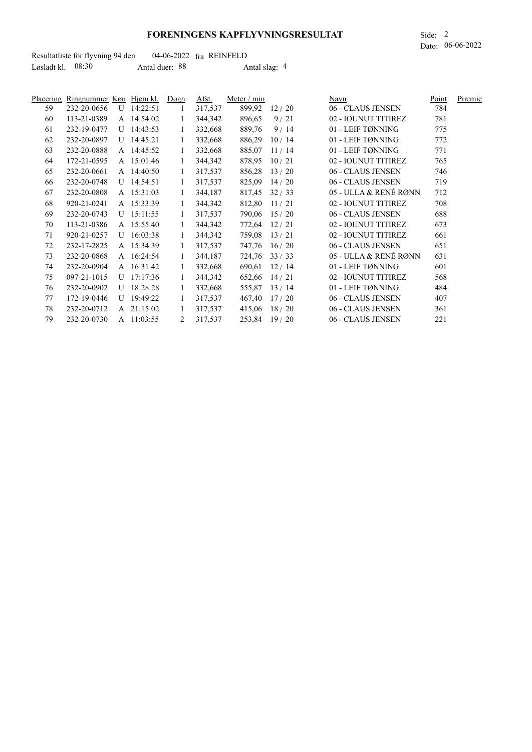# FORENINGENS KAPFLYVNINGSRESULTAT

Side: 2
Dato: 06-06-2022

Resultatliste for flyvning 94 den 04-06-2022 fra REINFELD
Løsladt kl. 08:30 Antal duer: 88 Antal slag: 4

| Placering | Ringnummer | Køn | Hjem kl. | Døgn | Afst. | Meter / min | | Navn | Point | Præmie |
|---|---|---|---|---|---|---|---|---|---|---|
| 59 | 232-20-0656 | U | 14:22:51 | 1 | 317,537 | 899,92 | 12 / 20 | 06 - CLAUS JENSEN | 784 | |
| 60 | 113-21-0389 | A | 14:54:02 | 1 | 344,342 | 896,65 | 9 / 21 | 02 - IOUNUT TITIREZ | 781 | |
| 61 | 232-19-0477 | U | 14:43:53 | 1 | 332,668 | 889,76 | 9 / 14 | 01 - LEIF TØNNING | 775 | |
| 62 | 232-20-0897 | U | 14:45:21 | 1 | 332,668 | 886,29 | 10 / 14 | 01 - LEIF TØNNING | 772 | |
| 63 | 232-20-0888 | A | 14:45:52 | 1 | 332,668 | 885,07 | 11 / 14 | 01 - LEIF TØNNING | 771 | |
| 64 | 172-21-0595 | A | 15:01:46 | 1 | 344,342 | 878,95 | 10 / 21 | 02 - IOUNUT TITIREZ | 765 | |
| 65 | 232-20-0661 | A | 14:40:50 | 1 | 317,537 | 856,28 | 13 / 20 | 06 - CLAUS JENSEN | 746 | |
| 66 | 232-20-0748 | U | 14:54:51 | 1 | 317,537 | 825,09 | 14 / 20 | 06 - CLAUS JENSEN | 719 | |
| 67 | 232-20-0808 | A | 15:31:03 | 1 | 344,187 | 817,45 | 32 / 33 | 05 - ULLA & RENÈ RØNN | 712 | |
| 68 | 920-21-0241 | A | 15:33:39 | 1 | 344,342 | 812,80 | 11 / 21 | 02 - IOUNUT TITIREZ | 708 | |
| 69 | 232-20-0743 | U | 15:11:55 | 1 | 317,537 | 790,06 | 15 / 20 | 06 - CLAUS JENSEN | 688 | |
| 70 | 113-21-0386 | A | 15:55:40 | 1 | 344,342 | 772,64 | 12 / 21 | 02 - IOUNUT TITIREZ | 673 | |
| 71 | 920-21-0257 | U | 16:03:38 | 1 | 344,342 | 759,08 | 13 / 21 | 02 - IOUNUT TITIREZ | 661 | |
| 72 | 232-17-2825 | A | 15:34:39 | 1 | 317,537 | 747,76 | 16 / 20 | 06 - CLAUS JENSEN | 651 | |
| 73 | 232-20-0868 | A | 16:24:54 | 1 | 344,187 | 724,76 | 33 / 33 | 05 - ULLA & RENÈ RØNN | 631 | |
| 74 | 232-20-0904 | A | 16:31:42 | 1 | 332,668 | 690,61 | 12 / 14 | 01 - LEIF TØNNING | 601 | |
| 75 | 097-21-1015 | U | 17:17:36 | 1 | 344,342 | 652,66 | 14 / 21 | 02 - IOUNUT TITIREZ | 568 | |
| 76 | 232-20-0902 | U | 18:28:28 | 1 | 332,668 | 555,87 | 13 / 14 | 01 - LEIF TØNNING | 484 | |
| 77 | 172-19-0446 | U | 19:49:22 | 1 | 317,537 | 467,40 | 17 / 20 | 06 - CLAUS JENSEN | 407 | |
| 78 | 232-20-0712 | A | 21:15:02 | 1 | 317,537 | 415,06 | 18 / 20 | 06 - CLAUS JENSEN | 361 | |
| 79 | 232-20-0730 | A | 11:03:55 | 2 | 317,537 | 253,84 | 19 / 20 | 06 - CLAUS JENSEN | 221 | |